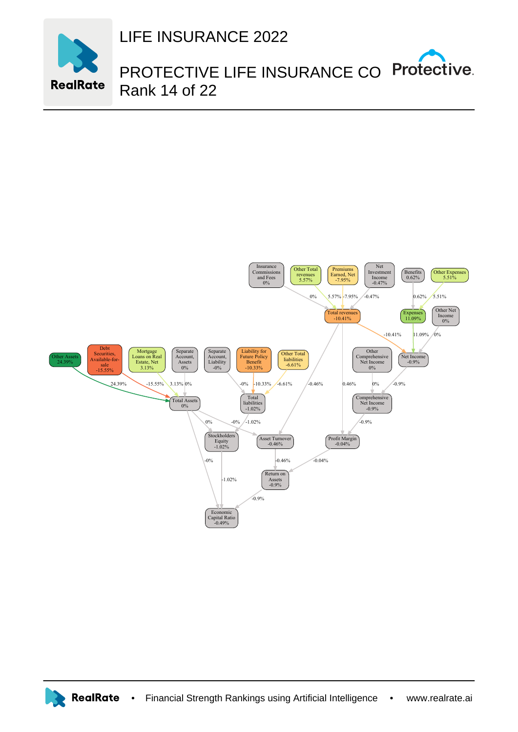# LIFE INSURANCE 2022

## PROTECTIVE LIFE INSURANCE CO

Rank 14 of 22

Insurance Commissions and Fees 0%

Other Total revenues 5.57%

Premiums Earned, Net -7.95%

Net Investment Income -0.47%

Benefits 0.62%

Other Expenses 5.51%

Total revenues -10.41%

Expenses 11.09%

Other Net Income 0%

Other Assets 24.39%

Debt Securities, Available-for-sale -15.55%

Mortgage Loans on Real Estate, Net 3.13%

Separate Account, Assets 0%

Separate Account, Liability -0%

Liability for Future Policy Benefit -10.33%

Other Total liabilities -6.61%

Other Comprehensive Net Income 0%

Net Income -0.9%

Total Assets 0%

Total liabilities -1.02%

Comprehensive Net Income -0.9%

Stockholders Equity -1.02%

Asset Turnover -0.46%

Profit Margin -0.04%

Return on Assets -0.9%

Economic Capital Ratio -0.49%

RealRate • Financial Strength Rankings using Artificial Intelligence • www.realrate.ai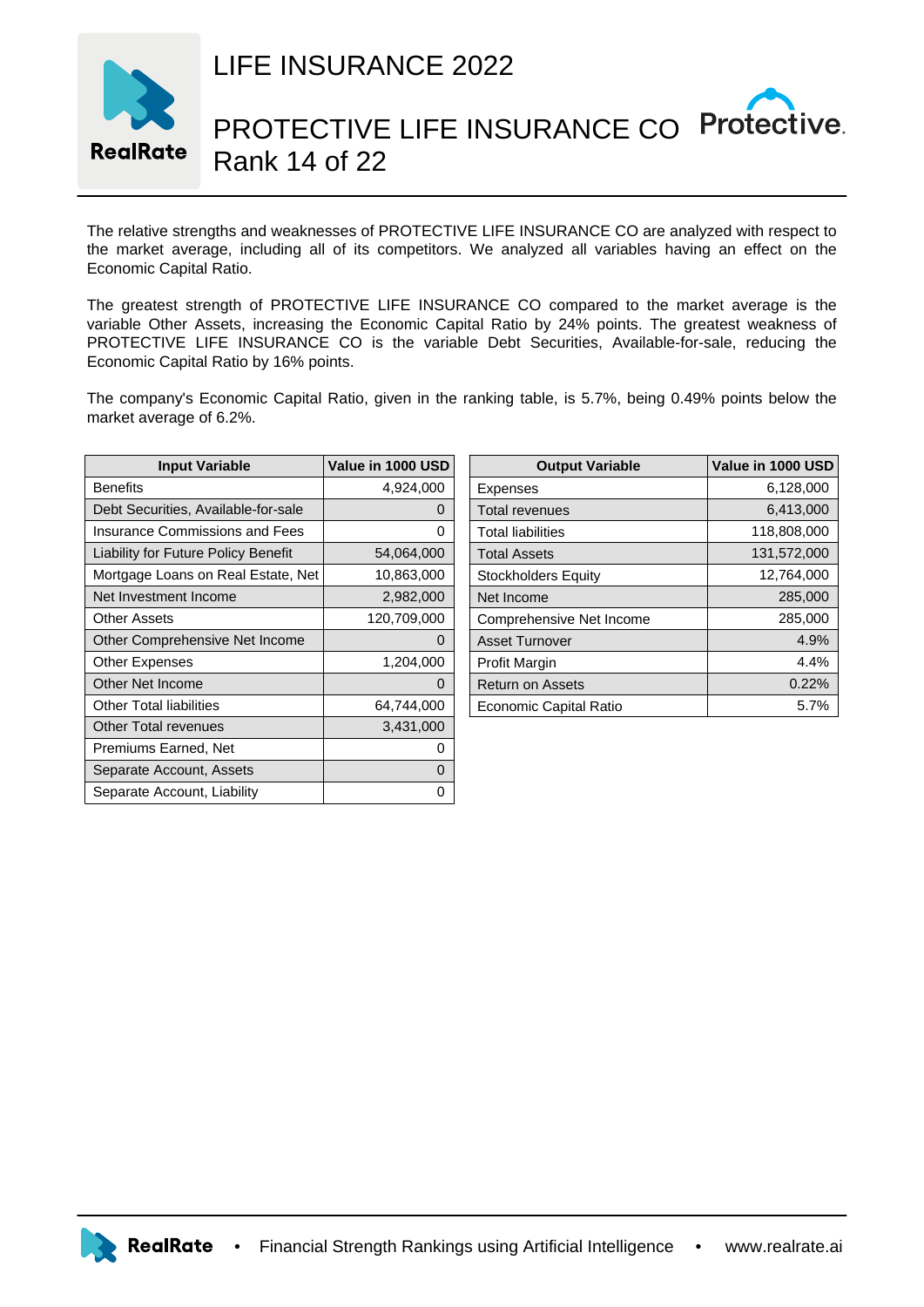# LIFE INSURANCE 2022

# PROTECTIVE LIFE INSURANCE CO
## Rank 14 of 22

The relative strengths and weaknesses of PROTECTIVE LIFE INSURANCE CO are analyzed with respect to the market average, including all of its competitors. We analyzed all variables having an effect on the Economic Capital Ratio.

The greatest strength of PROTECTIVE LIFE INSURANCE CO compared to the market average is the variable Other Assets, increasing the Economic Capital Ratio by 24% points. The greatest weakness of PROTECTIVE LIFE INSURANCE CO is the variable Debt Securities, Available-for-sale, reducing the Economic Capital Ratio by 16% points.

The company's Economic Capital Ratio, given in the ranking table, is 5.7%, being 0.49% points below the market average of 6.2%.

| Input Variable | Value in 1000 USD |
|---|---|
| Benefits | 4,924,000 |
| Debt Securities, Available-for-sale | 0 |
| Insurance Commissions and Fees | 0 |
| Liability for Future Policy Benefit | 54,064,000 |
| Mortgage Loans on Real Estate, Net | 10,863,000 |
| Net Investment Income | 2,982,000 |
| Other Assets | 120,709,000 |
| Other Comprehensive Net Income | 0 |
| Other Expenses | 1,204,000 |
| Other Net Income | 0 |
| Other Total liabilities | 64,744,000 |
| Other Total revenues | 3,431,000 |
| Premiums Earned, Net | 0 |
| Separate Account, Assets | 0 |
| Separate Account, Liability | 0 |

| Output Variable | Value in 1000 USD |
|---|---|
| Expenses | 6,128,000 |
| Total revenues | 6,413,000 |
| Total liabilities | 118,808,000 |
| Total Assets | 131,572,000 |
| Stockholders Equity | 12,764,000 |
| Net Income | 285,000 |
| Comprehensive Net Income | 285,000 |
| Asset Turnover | 4.9% |
| Profit Margin | 4.4% |
| Return on Assets | 0.22% |
| Economic Capital Ratio | 5.7% |